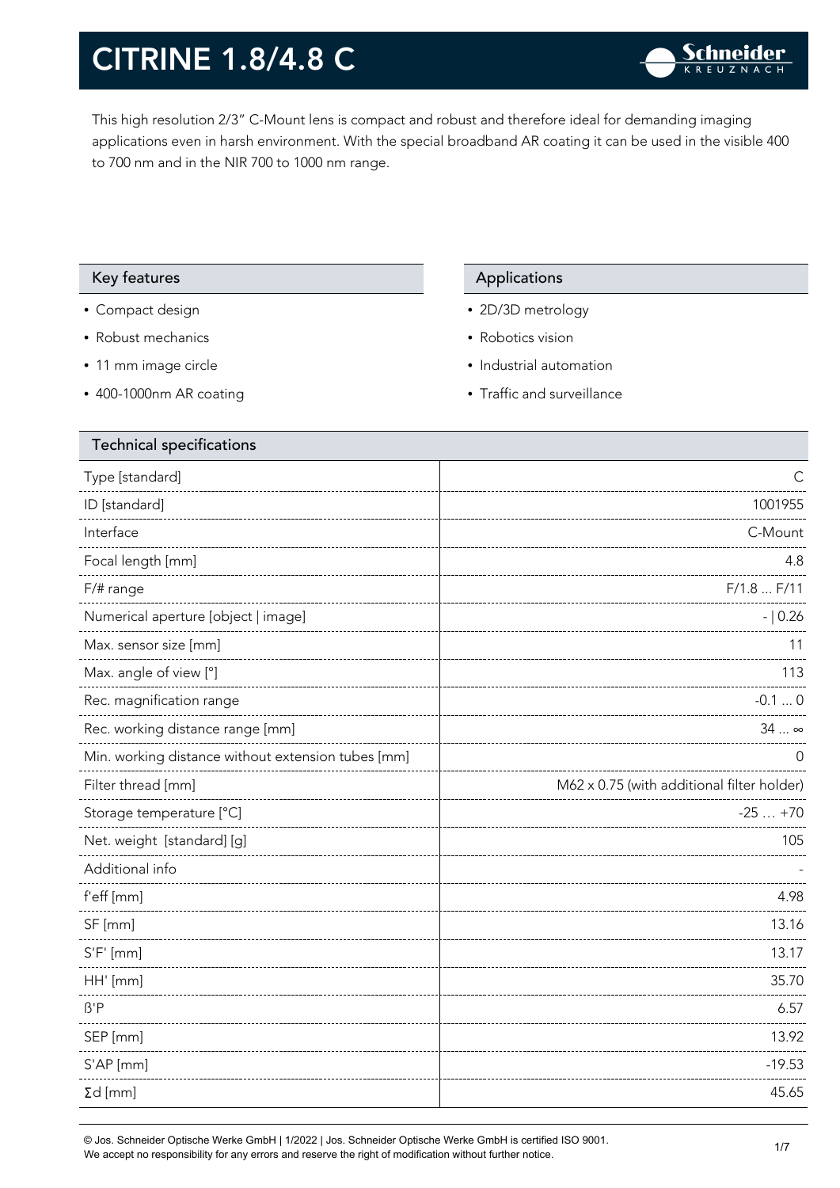# CITRINE 1.8/4.8 C

This high resolution 2/3" C-Mount lens is compact and robust and therefore ideal for demanding imaging applications even in harsh environment. With the special broadband AR coating it can be used in the visible 400 to 700 nm and in the NIR 700 to 1000 nm range.

## Key features

- Compact design
- Robust mechanics
- 11 mm image circle
- 400-1000nm AR coating

## Applications

- 2D/3D metrology
- Robotics vision
- Industrial automation
- Traffic and surveillance

## Technical specifications

| | |
|---|---:|
| Type [standard] | C |
| ID [standard] | 1001955 |
| Interface | C-Mount |
| Focal length [mm] | 4.8 |
| F/# range | F/1.8 ... F/11 |
| Numerical aperture [object \| image] | - \| 0.26 |
| Max. sensor size [mm] | 11 |
| Max. angle of view [°] | 113 |
| Rec. magnification range | -0.1 ... 0 |
| Rec. working distance range [mm] | 34 ... ∞ |
| Min. working distance without extension tubes [mm] | 0 |
| Filter thread [mm] | M62 x 0.75 (with additional filter holder) |
| Storage temperature [°C] | -25 … +70 |
| Net. weight [standard] [g] | 105 |
| Additional info | - |
| f'eff [mm] | 4.98 |
| SF [mm] | 13.16 |
| S'F' [mm] | 13.17 |
| HH' [mm] | 35.70 |
| ß'P | 6.57 |
| SEP [mm] | 13.92 |
| S'AP [mm] | -19.53 |
| Σd [mm] | 45.65 |

© Jos. Schneider Optische Werke GmbH | 1/2022 | Jos. Schneider Optische Werke GmbH is certified ISO 9001.
We accept no responsibility for any errors and reserve the right of modification without further notice.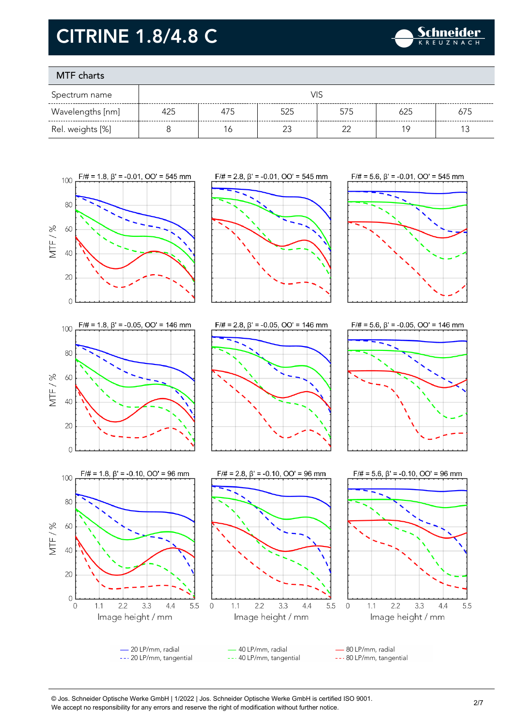# CITRINE 1.8/4.8 C

## MTF charts

| Spectrum name | VIS | | | | | |
|---|---|---|---|---|---|---|
| Wavelengths [nm] | 425 | 475 | 525 | 575 | 625 | 675 |
| Rel. weights [%] | 8 | 16 | 23 | 22 | 19 | 13 |

F/# = 1.8, β' = -0.01, OO' = 545 mm

F/# = 2.8, β' = -0.01, OO' = 545 mm

F/# = 5.6, β' = -0.01, OO' = 545 mm

F/# = 1.8, β' = -0.05, OO' = 146 mm

F/# = 2.8, β' = -0.05, OO' = 146 mm

F/# = 5.6, β' = -0.05, OO' = 146 mm

F/# = 1.8, β' = -0.10, OO' = 96 mm

F/# = 2.8, β' = -0.10, OO' = 96 mm

F/# = 5.6, β' = -0.10, OO' = 96 mm

MTF / %

Image height / mm

— 20 LP/mm, radial
--- 20 LP/mm, tangential
— 40 LP/mm, radial
--- 40 LP/mm, tangential
— 80 LP/mm, radial
--- 80 LP/mm, tangential

© Jos. Schneider Optische Werke GmbH | 1/2022 | Jos. Schneider Optische Werke GmbH is certified ISO 9001.
We accept no responsibility for any errors and reserve the right of modification without further notice.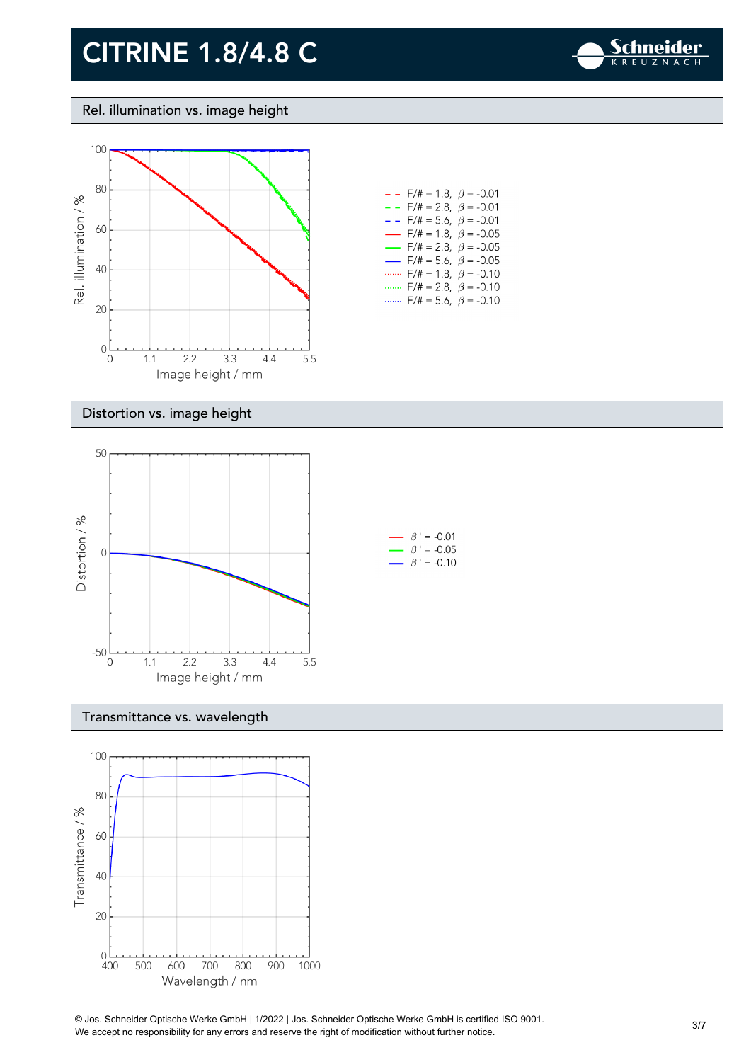# CITRINE 1.8/4.8 C

## Rel. illumination vs. image height

Rel. illumination / %

Image height / mm

- F/# = 1.8, $\beta$ = -0.01
- F/# = 2.8, $\beta$ = -0.01
- F/# = 5.6, $\beta$ = -0.01
- F/# = 1.8, $\beta$ = -0.05
- F/# = 2.8, $\beta$ = -0.05
- F/# = 5.6, $\beta$ = -0.05
- F/# = 1.8, $\beta$ = -0.10
- F/# = 2.8, $\beta$ = -0.10
- F/# = 5.6, $\beta$ = -0.10

## Distortion vs. image height

Distortion / %

Image height / mm

- $\beta'$ = -0.01
- $\beta'$ = -0.05
- $\beta'$ = -0.10

## Transmittance vs. wavelength

Transmittance / %

Wavelength / nm

© Jos. Schneider Optische Werke GmbH | 1/2022 | Jos. Schneider Optische Werke GmbH is certified ISO 9001.
We accept no responsibility for any errors and reserve the right of modification without further notice.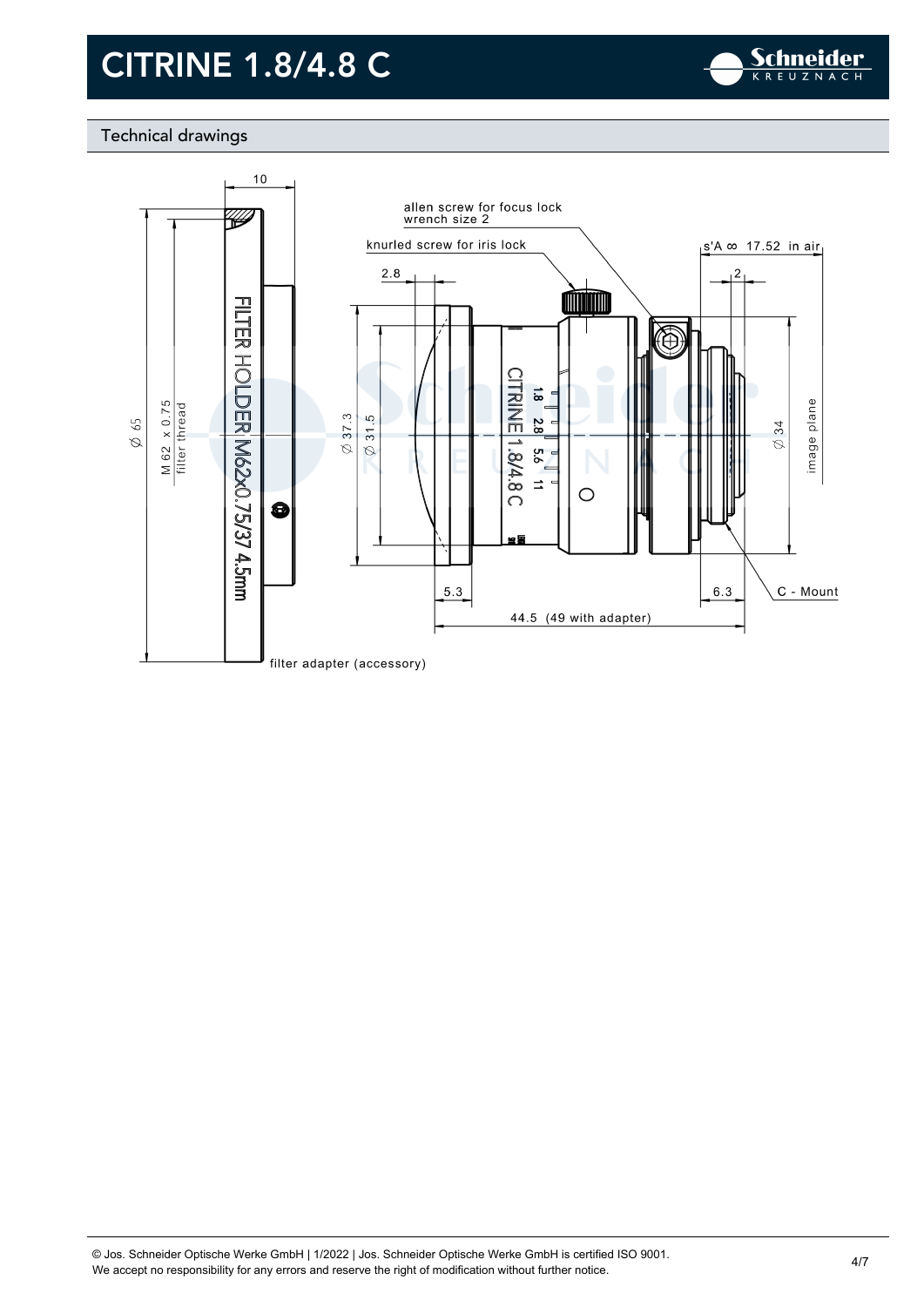# CITRINE 1.8/4.8 C

## Technical drawings

10

allen screw for focus lock
wrench size 2

knurled screw for iris lock

2.8

s'A ∞ 17.52 in air

2

Ø 65

M 62 x 0.75
filter thread

FILTER HOLDER M62x0.75/37 4.5mm

Ø 37.3

Ø 31.5

CITRINE 1.8/4.8 C

1.8 2.8 5.6 11

Ø 34

image plane

5.3

6.3

C - Mount

44.5 (49 with adapter)

filter adapter (accessory)

© Jos. Schneider Optische Werke GmbH | 1/2022 | Jos. Schneider Optische Werke GmbH is certified ISO 9001.
We accept no responsibility for any errors and reserve the right of modification without further notice.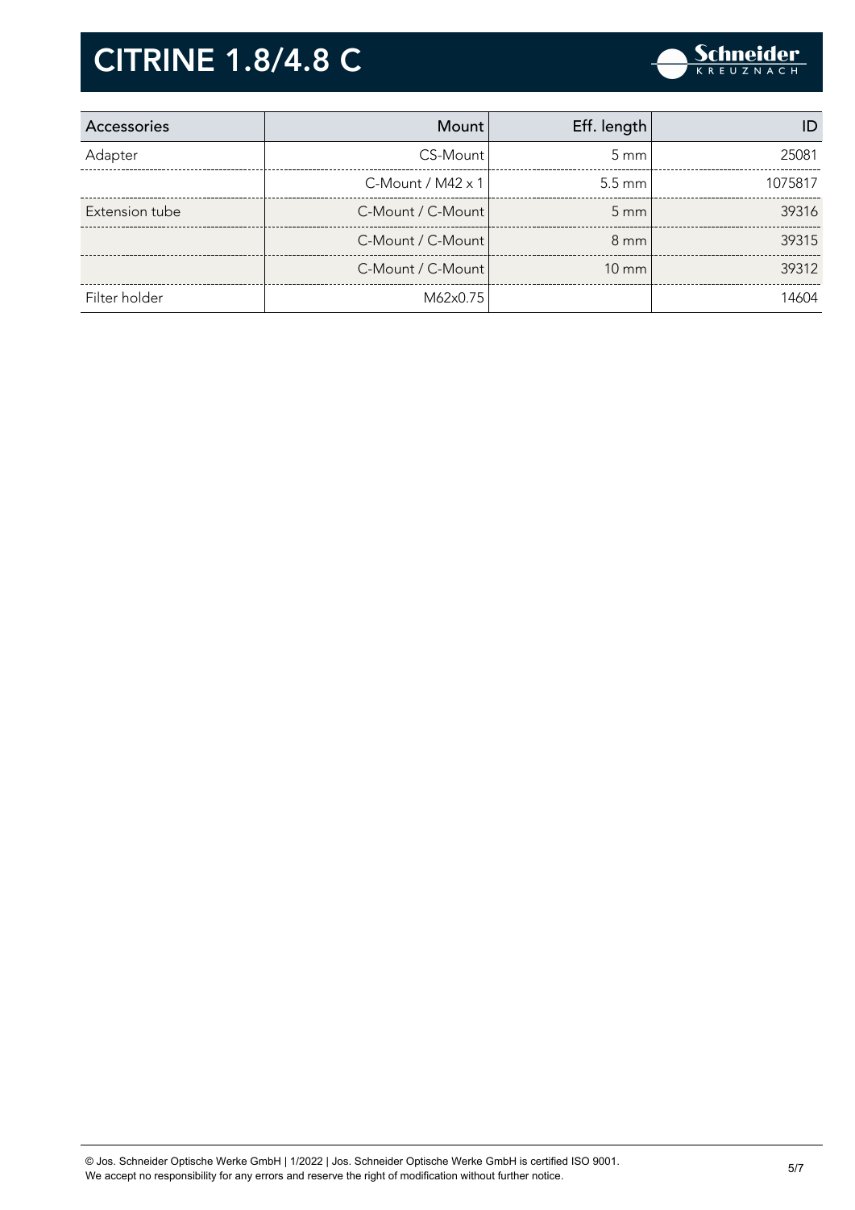# CITRINE 1.8/4.8 C

| Accessories | Mount | Eff. length | ID |
|---|---|---|---|
| Adapter | CS-Mount | 5 mm | 25081 |
| | C-Mount / M42 x 1 | 5.5 mm | 1075817 |
| Extension tube | C-Mount / C-Mount | 5 mm | 39316 |
| | C-Mount / C-Mount | 8 mm | 39315 |
| | C-Mount / C-Mount | 10 mm | 39312 |
| Filter holder | M62x0.75 | | 14604 |

© Jos. Schneider Optische Werke GmbH | 1/2022 | Jos. Schneider Optische Werke GmbH is certified ISO 9001.
We accept no responsibility for any errors and reserve the right of modification without further notice.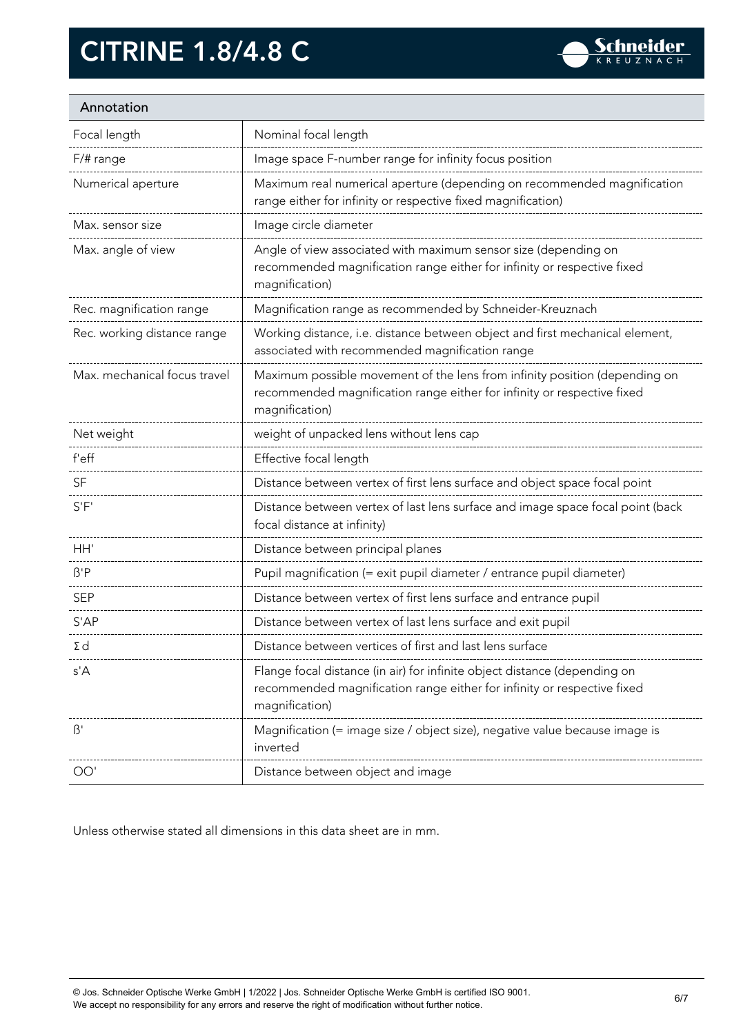# CITRINE 1.8/4.8 C

| Annotation | |
|---|---|
| Focal length | Nominal focal length |
| F/# range | Image space F-number range for infinity focus position |
| Numerical aperture | Maximum real numerical aperture (depending on recommended magnification range either for infinity or respective fixed magnification) |
| Max. sensor size | Image circle diameter |
| Max. angle of view | Angle of view associated with maximum sensor size (depending on recommended magnification range either for infinity or respective fixed magnification) |
| Rec. magnification range | Magnification range as recommended by Schneider-Kreuznach |
| Rec. working distance range | Working distance, i.e. distance between object and first mechanical element, associated with recommended magnification range |
| Max. mechanical focus travel | Maximum possible movement of the lens from infinity position (depending on recommended magnification range either for infinity or respective fixed magnification) |
| Net weight | weight of unpacked lens without lens cap |
| f'eff | Effective focal length |
| SF | Distance between vertex of first lens surface and object space focal point |
| S'F' | Distance between vertex of last lens surface and image space focal point (back focal distance at infinity) |
| HH' | Distance between principal planes |
| ß'P | Pupil magnification (= exit pupil diameter / entrance pupil diameter) |
| SEP | Distance between vertex of first lens surface and entrance pupil |
| S'AP | Distance between vertex of last lens surface and exit pupil |
| Σ d | Distance between vertices of first and last lens surface |
| s'A | Flange focal distance (in air) for infinite object distance (depending on recommended magnification range either for infinity or respective fixed magnification) |
| ß' | Magnification (= image size / object size), negative value because image is inverted |
| OO' | Distance between object and image |

Unless otherwise stated all dimensions in this data sheet are in mm.

© Jos. Schneider Optische Werke GmbH | 1/2022 | Jos. Schneider Optische Werke GmbH is certified ISO 9001.
We accept no responsibility for any errors and reserve the right of modification without further notice.